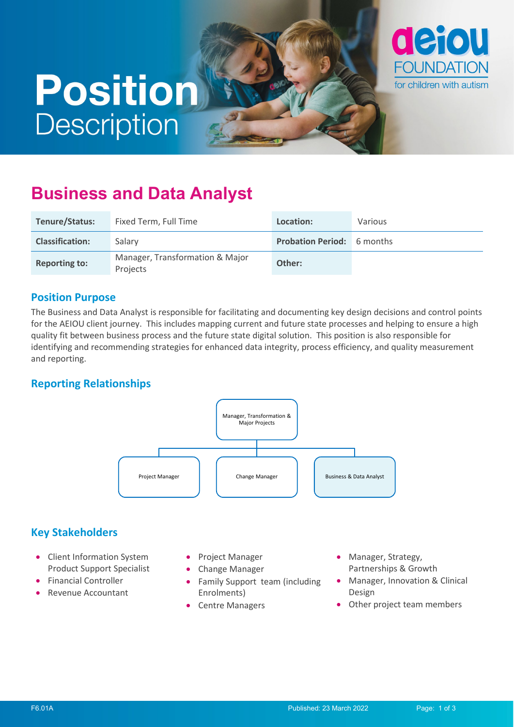# Position Description

## Business and Data Analyst

| Tenure/Status: | Fixed Term, Full Time | Location: | Various |
|---|---|---|---|
| Classification: | Salary | Probation Period: | 6 months |
| Reporting to: | Manager, Transformation & Major Projects | Other: | |

### Position Purpose

The Business and Data Analyst is responsible for facilitating and documenting key design decisions and control points for the AEIOU client journey. This includes mapping current and future state processes and helping to ensure a high quality fit between business process and the future state digital solution. This position is also responsible for identifying and recommending strategies for enhanced data integrity, process efficiency, and quality measurement and reporting.

### Reporting Relationships

- Manager, Transformation & Major Projects
  - Project Manager
  - Change Manager
  - Business & Data Analyst

### Key Stakeholders

- Client Information System Product Support Specialist
- Financial Controller
- Revenue Accountant
- Project Manager
- Change Manager
- Family Support team (including Enrolments)
- Centre Managers
- Manager, Strategy, Partnerships & Growth
- Manager, Innovation & Clinical Design
- Other project team members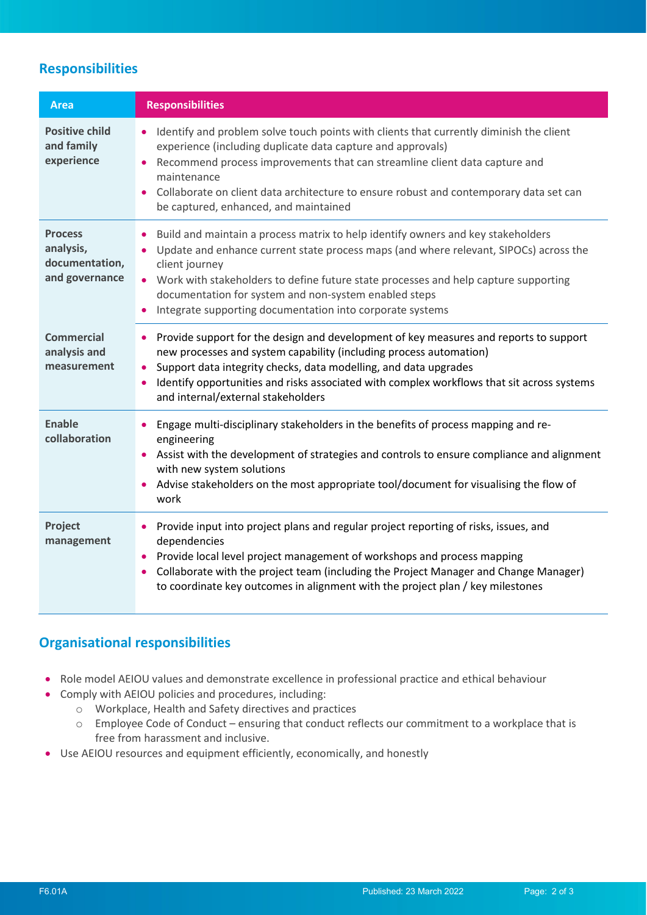## Responsibilities

| Area | Responsibilities |
|---|---|
| **Positive child and family experience** | • Identify and problem solve touch points with clients that currently diminish the client experience (including duplicate data capture and approvals)<br>• Recommend process improvements that can streamline client data capture and maintenance<br>• Collaborate on client data architecture to ensure robust and contemporary data set can be captured, enhanced, and maintained |
| **Process analysis, documentation, and governance** | • Build and maintain a process matrix to help identify owners and key stakeholders<br>• Update and enhance current state process maps (and where relevant, SIPOCs) across the client journey<br>• Work with stakeholders to define future state processes and help capture supporting documentation for system and non-system enabled steps<br>• Integrate supporting documentation into corporate systems |
| **Commercial analysis and measurement** | • Provide support for the design and development of key measures and reports to support new processes and system capability (including process automation)<br>• Support data integrity checks, data modelling, and data upgrades<br>• Identify opportunities and risks associated with complex workflows that sit across systems and internal/external stakeholders |
| **Enable collaboration** | • Engage multi-disciplinary stakeholders in the benefits of process mapping and re-engineering<br>• Assist with the development of strategies and controls to ensure compliance and alignment with new system solutions<br>• Advise stakeholders on the most appropriate tool/document for visualising the flow of work |
| **Project management** | • Provide input into project plans and regular project reporting of risks, issues, and dependencies<br>• Provide local level project management of workshops and process mapping<br>• Collaborate with the project team (including the Project Manager and Change Manager) to coordinate key outcomes in alignment with the project plan / key milestones |

## Organisational responsibilities

- Role model AEIOU values and demonstrate excellence in professional practice and ethical behaviour
- Comply with AEIOU policies and procedures, including:
  - Workplace, Health and Safety directives and practices
  - Employee Code of Conduct – ensuring that conduct reflects our commitment to a workplace that is free from harassment and inclusive.
- Use AEIOU resources and equipment efficiently, economically, and honestly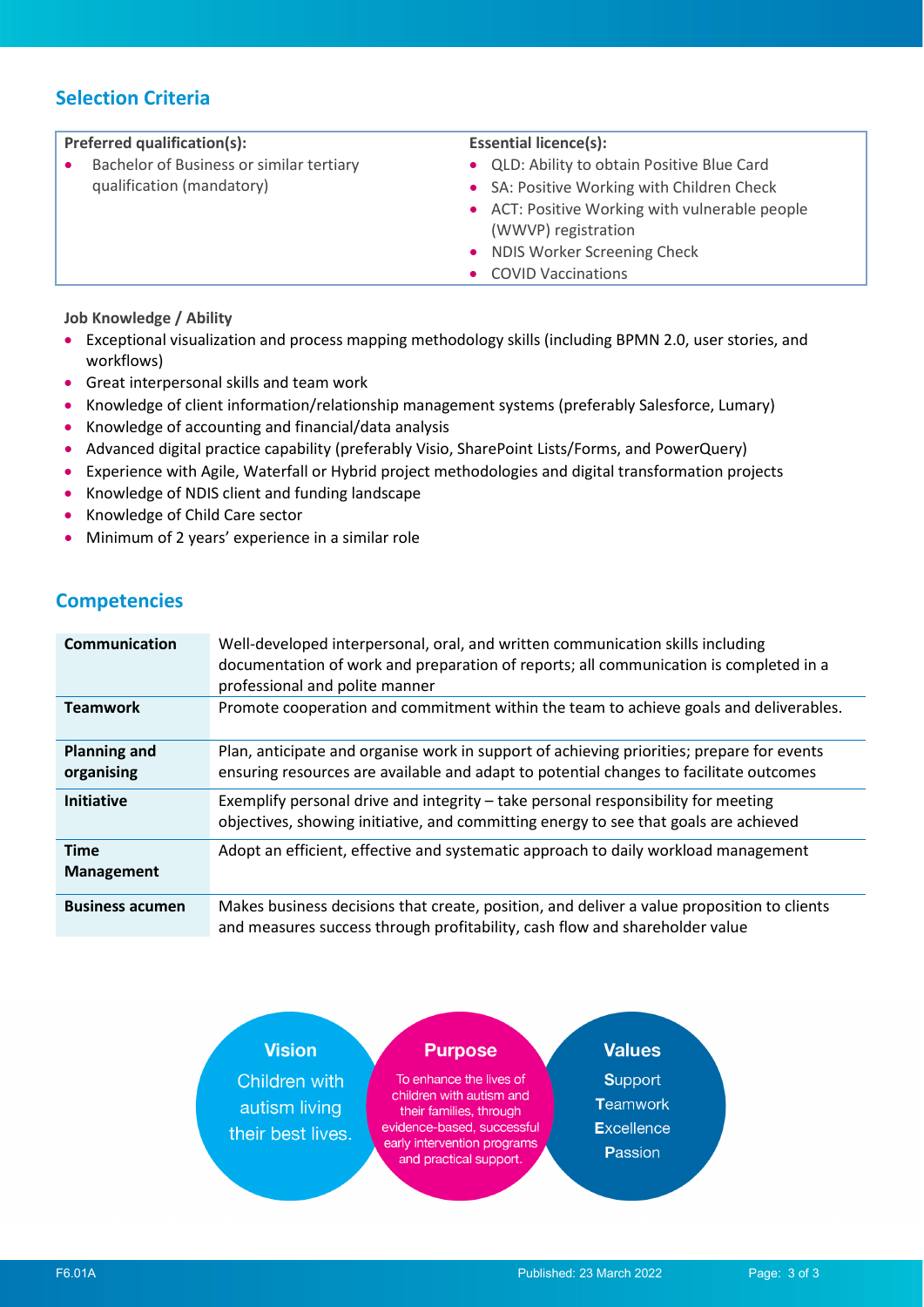## Selection Criteria

| Preferred qualification(s): | Essential licence(s): |
|---|---|
| • Bachelor of Business or similar tertiary qualification (mandatory) | • QLD: Ability to obtain Positive Blue Card<br>• SA: Positive Working with Children Check<br>• ACT: Positive Working with vulnerable people (WWVP) registration<br>• NDIS Worker Screening Check<br>• COVID Vaccinations |

**Job Knowledge / Ability**

- Exceptional visualization and process mapping methodology skills (including BPMN 2.0, user stories, and workflows)
- Great interpersonal skills and team work
- Knowledge of client information/relationship management systems (preferably Salesforce, Lumary)
- Knowledge of accounting and financial/data analysis
- Advanced digital practice capability (preferably Visio, SharePoint Lists/Forms, and PowerQuery)
- Experience with Agile, Waterfall or Hybrid project methodologies and digital transformation projects
- Knowledge of NDIS client and funding landscape
- Knowledge of Child Care sector
- Minimum of 2 years' experience in a similar role

## Competencies

| | |
|---|---|
| **Communication** | Well-developed interpersonal, oral, and written communication skills including documentation of work and preparation of reports; all communication is completed in a professional and polite manner |
| **Teamwork** | Promote cooperation and commitment within the team to achieve goals and deliverables. |
| **Planning and organising** | Plan, anticipate and organise work in support of achieving priorities; prepare for events ensuring resources are available and adapt to potential changes to facilitate outcomes |
| **Initiative** | Exemplify personal drive and integrity – take personal responsibility for meeting objectives, showing initiative, and committing energy to see that goals are achieved |
| **Time Management** | Adopt an efficient, effective and systematic approach to daily workload management |
| **Business acumen** | Makes business decisions that create, position, and deliver a value proposition to clients and measures success through profitability, cash flow and shareholder value |

**Vision**

Children with autism living their best lives.

**Purpose**

To enhance the lives of children with autism and their families, through evidence-based, successful early intervention programs and practical support.

**Values**

**S**upport
**T**eamwork
**E**xcellence
**P**assion

F6.01A Published: 23 March 2022